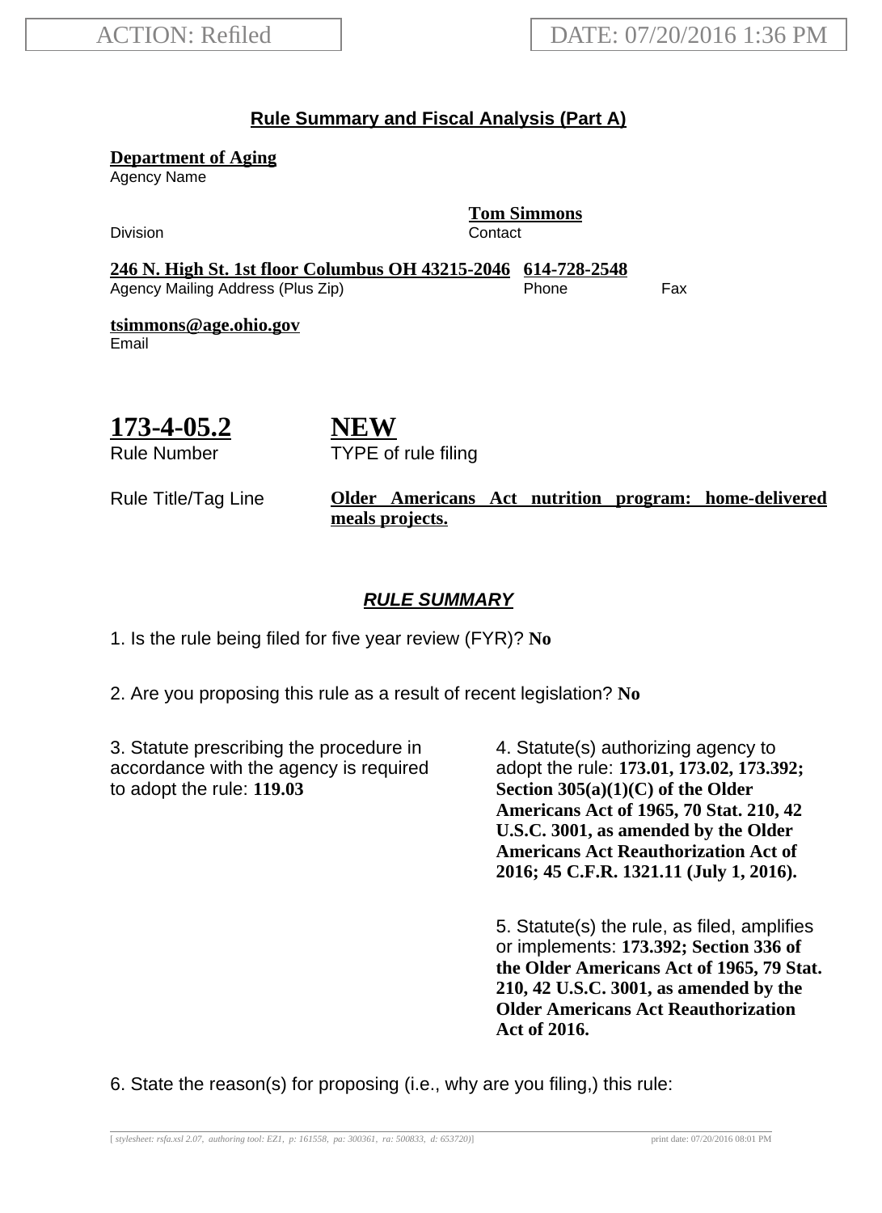ACTION: Refiled

DATE: 07/20/2016 1:36 PM

## Rule Summary and Fiscal Analysis (Part A)

**Department of Aging**
Agency Name

Division

**Tom Simmons**
Contact

**246 N. High St. 1st floor Columbus OH 43215-2046**
Agency Mailing Address (Plus Zip)

**614-728-2548**
Phone

Fax

**tsimmons@age.ohio.gov**
Email

**173-4-05.2**
Rule Number

**NEW**
TYPE of rule filing

Rule Title/Tag Line: **Older Americans Act nutrition program: home-delivered meals projects.**

### *RULE SUMMARY*

1. Is the rule being filed for five year review (FYR)? **No**

2. Are you proposing this rule as a result of recent legislation? **No**

3. Statute prescribing the procedure in accordance with the agency is required to adopt the rule: **119.03**

4. Statute(s) authorizing agency to adopt the rule: **173.01, 173.02, 173.392; Section 305(a)(1)(C) of the Older Americans Act of 1965, 70 Stat. 210, 42 U.S.C. 3001, as amended by the Older Americans Act Reauthorization Act of 2016; 45 C.F.R. 1321.11 (July 1, 2016).**

5. Statute(s) the rule, as filed, amplifies or implements: **173.392; Section 336 of the Older Americans Act of 1965, 79 Stat. 210, 42 U.S.C. 3001, as amended by the Older Americans Act Reauthorization Act of 2016.**

6. State the reason(s) for proposing (i.e., why are you filing,) this rule: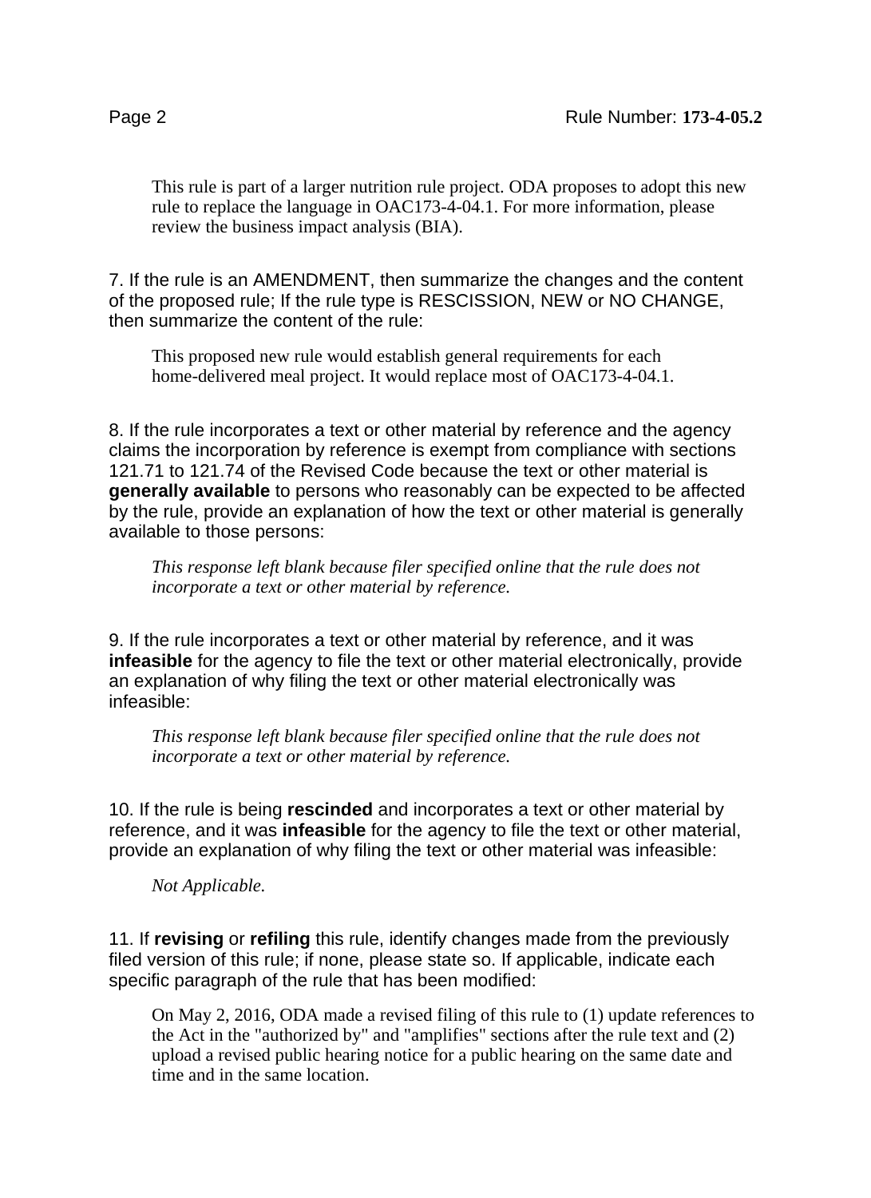This rule is part of a larger nutrition rule project. ODA proposes to adopt this new rule to replace the language in OAC173-4-04.1. For more information, please review the business impact analysis (BIA).

7. If the rule is an AMENDMENT, then summarize the changes and the content of the proposed rule; If the rule type is RESCISSION, NEW or NO CHANGE, then summarize the content of the rule:

This proposed new rule would establish general requirements for each home-delivered meal project. It would replace most of OAC173-4-04.1.

8. If the rule incorporates a text or other material by reference and the agency claims the incorporation by reference is exempt from compliance with sections 121.71 to 121.74 of the Revised Code because the text or other material is **generally available** to persons who reasonably can be expected to be affected by the rule, provide an explanation of how the text or other material is generally available to those persons:

*This response left blank because filer specified online that the rule does not incorporate a text or other material by reference.*

9. If the rule incorporates a text or other material by reference, and it was **infeasible** for the agency to file the text or other material electronically, provide an explanation of why filing the text or other material electronically was infeasible:

*This response left blank because filer specified online that the rule does not incorporate a text or other material by reference.*

10. If the rule is being **rescinded** and incorporates a text or other material by reference, and it was **infeasible** for the agency to file the text or other material, provide an explanation of why filing the text or other material was infeasible:

*Not Applicable.*

11. If **revising** or **refiling** this rule, identify changes made from the previously filed version of this rule; if none, please state so. If applicable, indicate each specific paragraph of the rule that has been modified:

On May 2, 2016, ODA made a revised filing of this rule to (1) update references to the Act in the "authorized by" and "amplifies" sections after the rule text and (2) upload a revised public hearing notice for a public hearing on the same date and time and in the same location.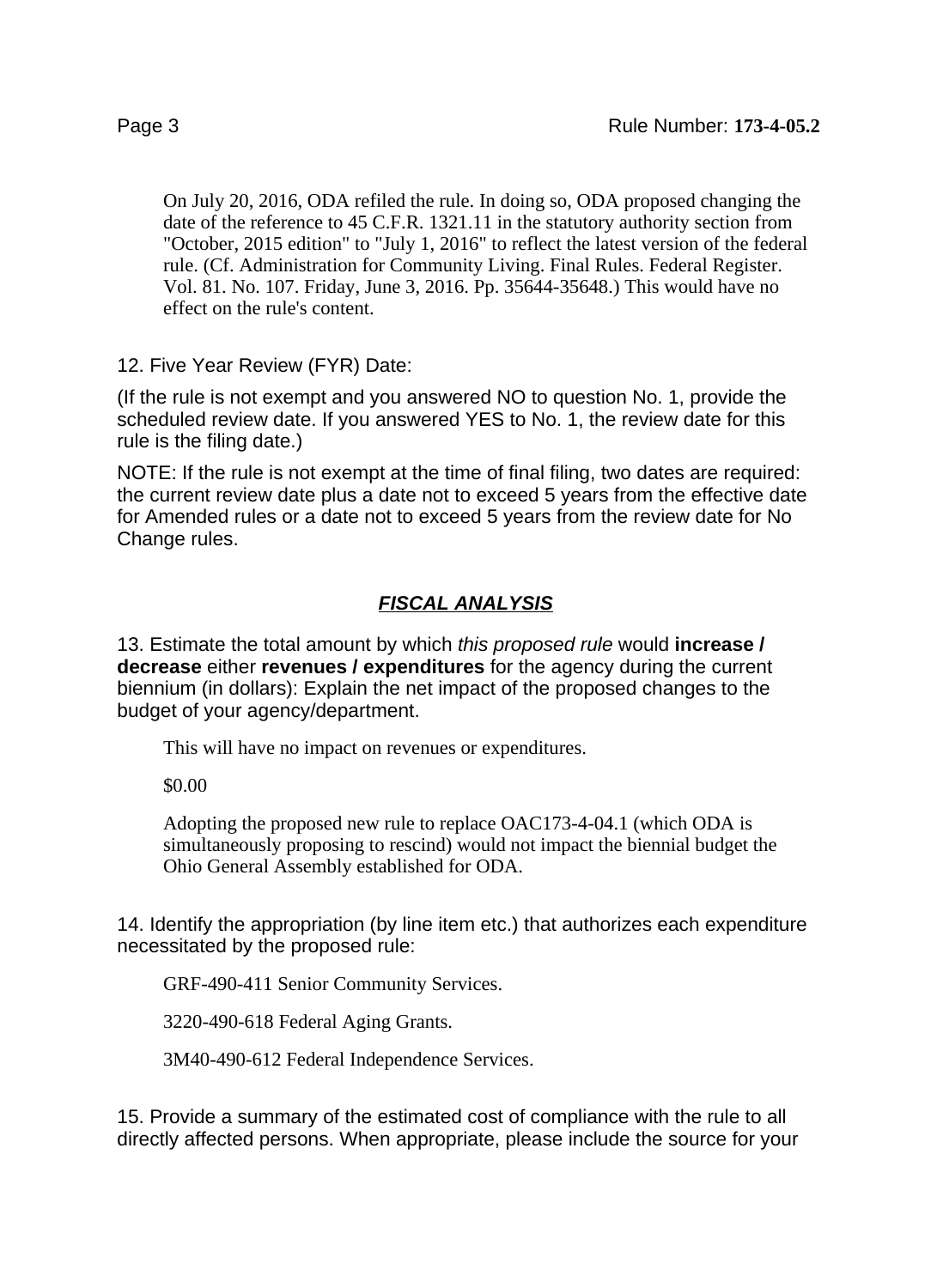On July 20, 2016, ODA refiled the rule. In doing so, ODA proposed changing the date of the reference to 45 C.F.R. 1321.11 in the statutory authority section from "October, 2015 edition" to "July 1, 2016" to reflect the latest version of the federal rule. (Cf. Administration for Community Living. Final Rules. Federal Register. Vol. 81. No. 107. Friday, June 3, 2016. Pp. 35644-35648.) This would have no effect on the rule's content.

12. Five Year Review (FYR) Date:

(If the rule is not exempt and you answered NO to question No. 1, provide the scheduled review date. If you answered YES to No. 1, the review date for this rule is the filing date.)

NOTE: If the rule is not exempt at the time of final filing, two dates are required: the current review date plus a date not to exceed 5 years from the effective date for Amended rules or a date not to exceed 5 years from the review date for No Change rules.

## ***FISCAL ANALYSIS***

13. Estimate the total amount by which *this proposed rule* would **increase / decrease** either **revenues / expenditures** for the agency during the current biennium (in dollars): Explain the net impact of the proposed changes to the budget of your agency/department.

This will have no impact on revenues or expenditures.

$0.00

Adopting the proposed new rule to replace OAC173-4-04.1 (which ODA is simultaneously proposing to rescind) would not impact the biennial budget the Ohio General Assembly established for ODA.

14. Identify the appropriation (by line item etc.) that authorizes each expenditure necessitated by the proposed rule:

GRF-490-411 Senior Community Services.

3220-490-618 Federal Aging Grants.

3M40-490-612 Federal Independence Services.

15. Provide a summary of the estimated cost of compliance with the rule to all directly affected persons. When appropriate, please include the source for your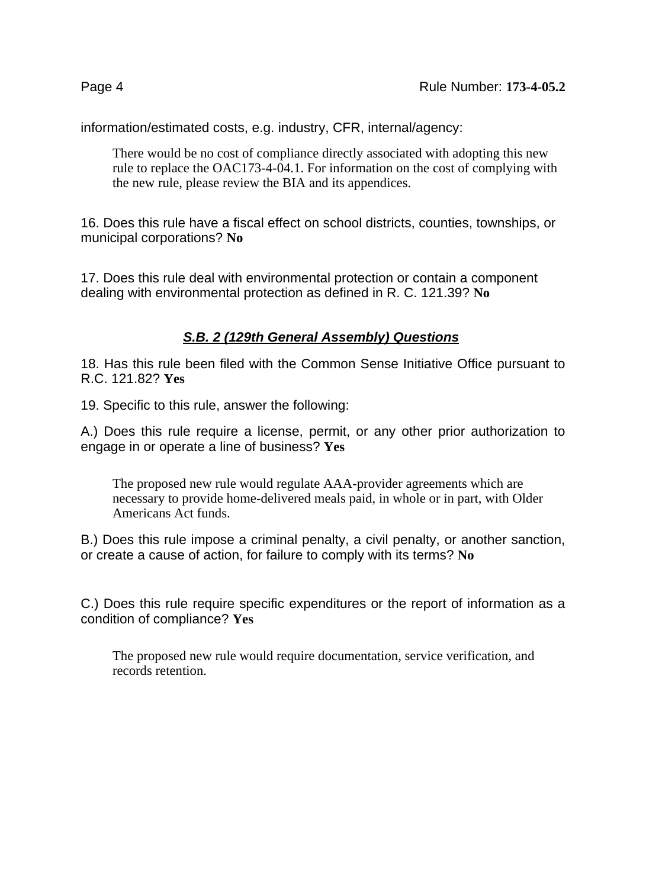information/estimated costs, e.g. industry, CFR, internal/agency:

> There would be no cost of compliance directly associated with adopting this new rule to replace the OAC173-4-04.1. For information on the cost of complying with the new rule, please review the BIA and its appendices.

16. Does this rule have a fiscal effect on school districts, counties, townships, or municipal corporations? **No**

17. Does this rule deal with environmental protection or contain a component dealing with environmental protection as defined in R. C. 121.39? **No**

### ***S.B. 2 (129th General Assembly) Questions***

18. Has this rule been filed with the Common Sense Initiative Office pursuant to R.C. 121.82? **Yes**

19. Specific to this rule, answer the following:

A.) Does this rule require a license, permit, or any other prior authorization to engage in or operate a line of business? **Yes**

> The proposed new rule would regulate AAA-provider agreements which are necessary to provide home-delivered meals paid, in whole or in part, with Older Americans Act funds.

B.) Does this rule impose a criminal penalty, a civil penalty, or another sanction, or create a cause of action, for failure to comply with its terms? **No**

C.) Does this rule require specific expenditures or the report of information as a condition of compliance? **Yes**

> The proposed new rule would require documentation, service verification, and records retention.